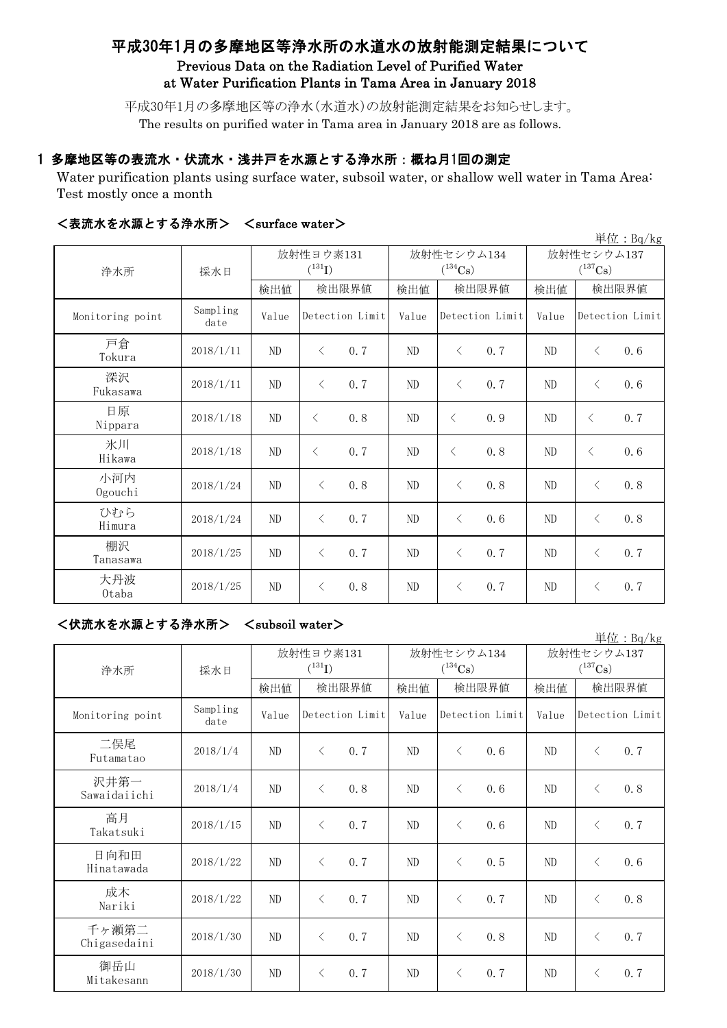# 平成30年1月の多摩地区等浄水所の水道水の放射能測定結果について

## Previous Data on the Radiation Level of Purified Water at Water Purification Plants in Tama Area in January 2018

平成30年1月の多摩地区等の浄水(水道水)の放射能測定結果をお知らせします。
The results on purified water in Tama area in January 2018 are as follows.

### 1 多摩地区等の表流水・伏流水・浅井戸を水源とする浄水所：概ね月1回の測定

Water purification plants using surface water, subsoil water, or shallow well water in Tama Area: Test mostly once a month

#### <表流水を水源とする浄水所>　<surface water>

単位：Bq/kg

| 浄水所 | 採水日 | 放射性ヨウ素131 ($^{131}$I) | | 放射性セシウム134 ($^{134}$Cs) | | 放射性セシウム137 ($^{137}$Cs) | |
|---|---|---|---|---|---|---|---|
| | | 検出値 | 検出限界値 | 検出値 | 検出限界値 | 検出値 | 検出限界値 |
| Monitoring point | Sampling date | Value | Detection Limit | Value | Detection Limit | Value | Detection Limit |
| 戸倉 Tokura | 2018/1/11 | ND | < 0.7 | ND | < 0.7 | ND | < 0.6 |
| 深沢 Fukasawa | 2018/1/11 | ND | < 0.7 | ND | < 0.7 | ND | < 0.6 |
| 日原 Nippara | 2018/1/18 | ND | < 0.8 | ND | < 0.9 | ND | < 0.7 |
| 氷川 Hikawa | 2018/1/18 | ND | < 0.7 | ND | < 0.8 | ND | < 0.6 |
| 小河内 Ogouchi | 2018/1/24 | ND | < 0.8 | ND | < 0.8 | ND | < 0.8 |
| ひむら Himura | 2018/1/24 | ND | < 0.7 | ND | < 0.6 | ND | < 0.8 |
| 棚沢 Tanasawa | 2018/1/25 | ND | < 0.7 | ND | < 0.7 | ND | < 0.7 |
| 大丹波 Otaba | 2018/1/25 | ND | < 0.8 | ND | < 0.7 | ND | < 0.7 |

#### <伏流水を水源とする浄水所>　<subsoil water>

単位：Bq/kg

| 浄水所 | 採水日 | 放射性ヨウ素131 ($^{131}$I) | | 放射性セシウム134 ($^{134}$Cs) | | 放射性セシウム137 ($^{137}$Cs) | |
|---|---|---|---|---|---|---|---|
| | | 検出値 | 検出限界値 | 検出値 | 検出限界値 | 検出値 | 検出限界値 |
| Monitoring point | Sampling date | Value | Detection Limit | Value | Detection Limit | Value | Detection Limit |
| 二俣尾 Futamatao | 2018/1/4 | ND | < 0.7 | ND | < 0.6 | ND | < 0.7 |
| 沢井第一 Sawaidaiichi | 2018/1/4 | ND | < 0.8 | ND | < 0.6 | ND | < 0.8 |
| 高月 Takatsuki | 2018/1/15 | ND | < 0.7 | ND | < 0.6 | ND | < 0.7 |
| 日向和田 Hinatawada | 2018/1/22 | ND | < 0.7 | ND | < 0.5 | ND | < 0.6 |
| 成木 Nariki | 2018/1/22 | ND | < 0.7 | ND | < 0.7 | ND | < 0.8 |
| 千ヶ瀬第二 Chigasedaini | 2018/1/30 | ND | < 0.7 | ND | < 0.8 | ND | < 0.7 |
| 御岳山 Mitakesann | 2018/1/30 | ND | < 0.7 | ND | < 0.7 | ND | < 0.7 |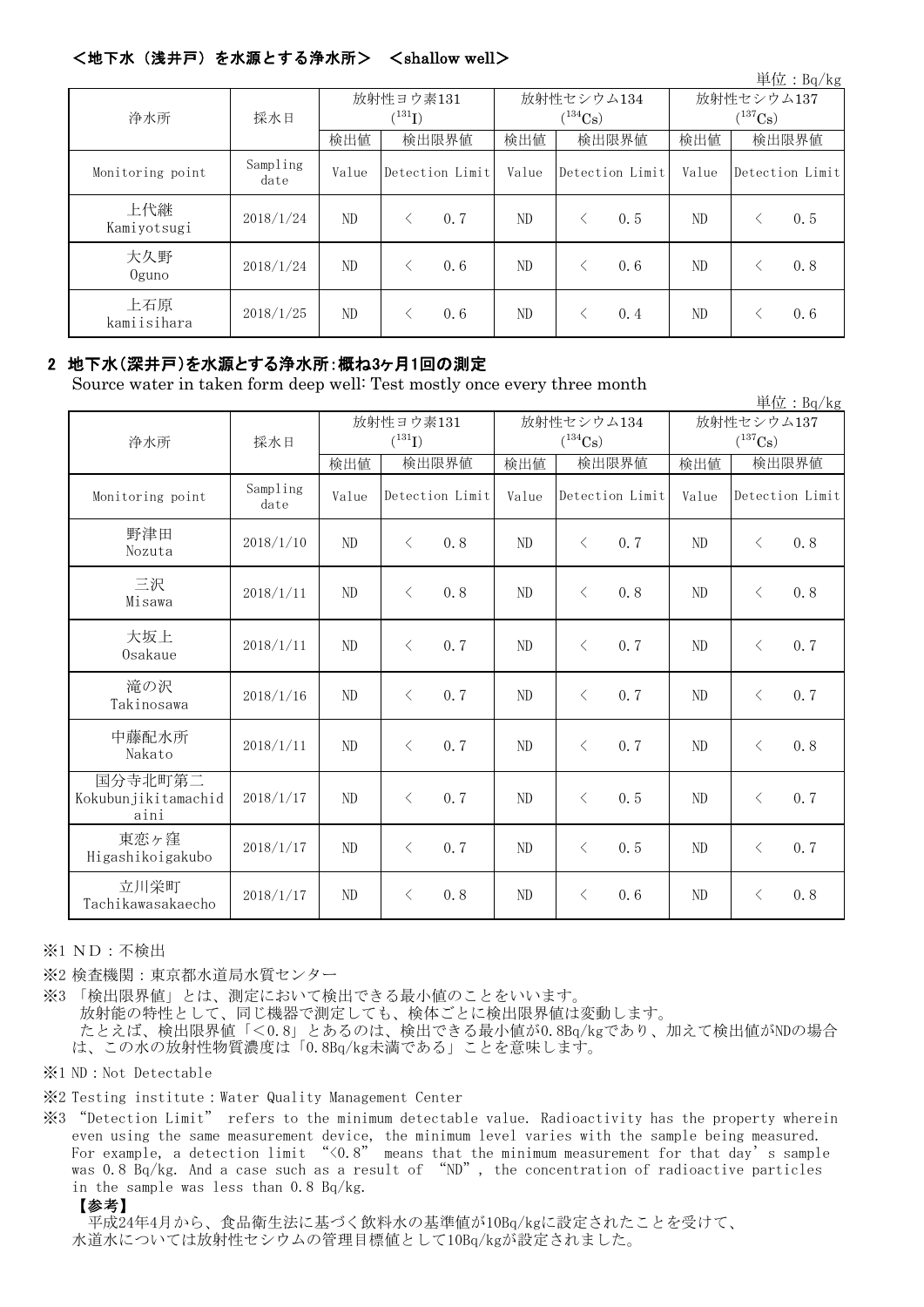## <地下水（浅井戸）を水源とする浄水所>　<shallow well>

単位：Bq/kg

| 浄水所 | 採水日 | 放射性ヨウ素131 ($^{131}$I) | | 放射性セシウム134 ($^{134}$Cs) | | 放射性セシウム137 ($^{137}$Cs) | |
|---|---|---|---|---|---|---|---|
| | | 検出値 | 検出限界値 | 検出値 | 検出限界値 | 検出値 | 検出限界値 |
| Monitoring point | Sampling date | Value | Detection Limit | Value | Detection Limit | Value | Detection Limit |
| 上代継 Kamiyotsugi | 2018/1/24 | ND | < 0.7 | ND | < 0.5 | ND | < 0.5 |
| 大久野 Oguno | 2018/1/24 | ND | < 0.6 | ND | < 0.6 | ND | < 0.8 |
| 上石原 kamiisihara | 2018/1/25 | ND | < 0.6 | ND | < 0.4 | ND | < 0.6 |

## 2 地下水(深井戸)を水源とする浄水所:概ね3ヶ月1回の測定

Source water in taken form deep well: Test mostly once every three month

単位：Bq/kg

| 浄水所 | 採水日 | 放射性ヨウ素131 ($^{131}$I) | | 放射性セシウム134 ($^{134}$Cs) | | 放射性セシウム137 ($^{137}$Cs) | |
|---|---|---|---|---|---|---|---|
| | | 検出値 | 検出限界値 | 検出値 | 検出限界値 | 検出値 | 検出限界値 |
| Monitoring point | Sampling date | Value | Detection Limit | Value | Detection Limit | Value | Detection Limit |
| 野津田 Nozuta | 2018/1/10 | ND | < 0.8 | ND | < 0.7 | ND | < 0.8 |
| 三沢 Misawa | 2018/1/11 | ND | < 0.8 | ND | < 0.8 | ND | < 0.8 |
| 大坂上 Osakaue | 2018/1/11 | ND | < 0.7 | ND | < 0.7 | ND | < 0.7 |
| 滝の沢 Takinosawa | 2018/1/16 | ND | < 0.7 | ND | < 0.7 | ND | < 0.7 |
| 中藤配水所 Nakato | 2018/1/11 | ND | < 0.7 | ND | < 0.7 | ND | < 0.8 |
| 国分寺北町第二 Kokubunjikitamachidaini | 2018/1/17 | ND | < 0.7 | ND | < 0.5 | ND | < 0.7 |
| 東恋ヶ窪 Higashikoigakubo | 2018/1/17 | ND | < 0.7 | ND | < 0.5 | ND | < 0.7 |
| 立川栄町 Tachikawasakaecho | 2018/1/17 | ND | < 0.8 | ND | < 0.6 | ND | < 0.8 |

※1 ＮＤ：不検出

※2 検査機関：東京都水道局水質センター

※3 「検出限界値」とは、測定において検出できる最小値のことをいいます。
放射能の特性として、同じ機器で測定しても、検体ごとに検出限界値は変動します。
たとえば、検出限界値「<0.8」とあるのは、検出できる最小値が0.8Bq/kgであり、加えて検出値がNDの場合は、この水の放射性物質濃度は「0.8Bq/kg未満である」ことを意味します。

※1 ND：Not Detectable

※2 Testing institute：Water Quality Management Center

※3 "Detection Limit" refers to the minimum detectable value. Radioactivity has the property wherein even using the same measurement device, the minimum level varies with the sample being measured. For example, a detection limit "<0.8" means that the minimum measurement for that day's sample was 0.8 Bq/kg. And a case such as a result of "ND", the concentration of radioactive particles in the sample was less than 0.8 Bq/kg.

【参考】
平成24年4月から、食品衛生法に基づく飲料水の基準値が10Bq/kgに設定されたことを受けて、水道水については放射性セシウムの管理目標値として10Bq/kgが設定されました。